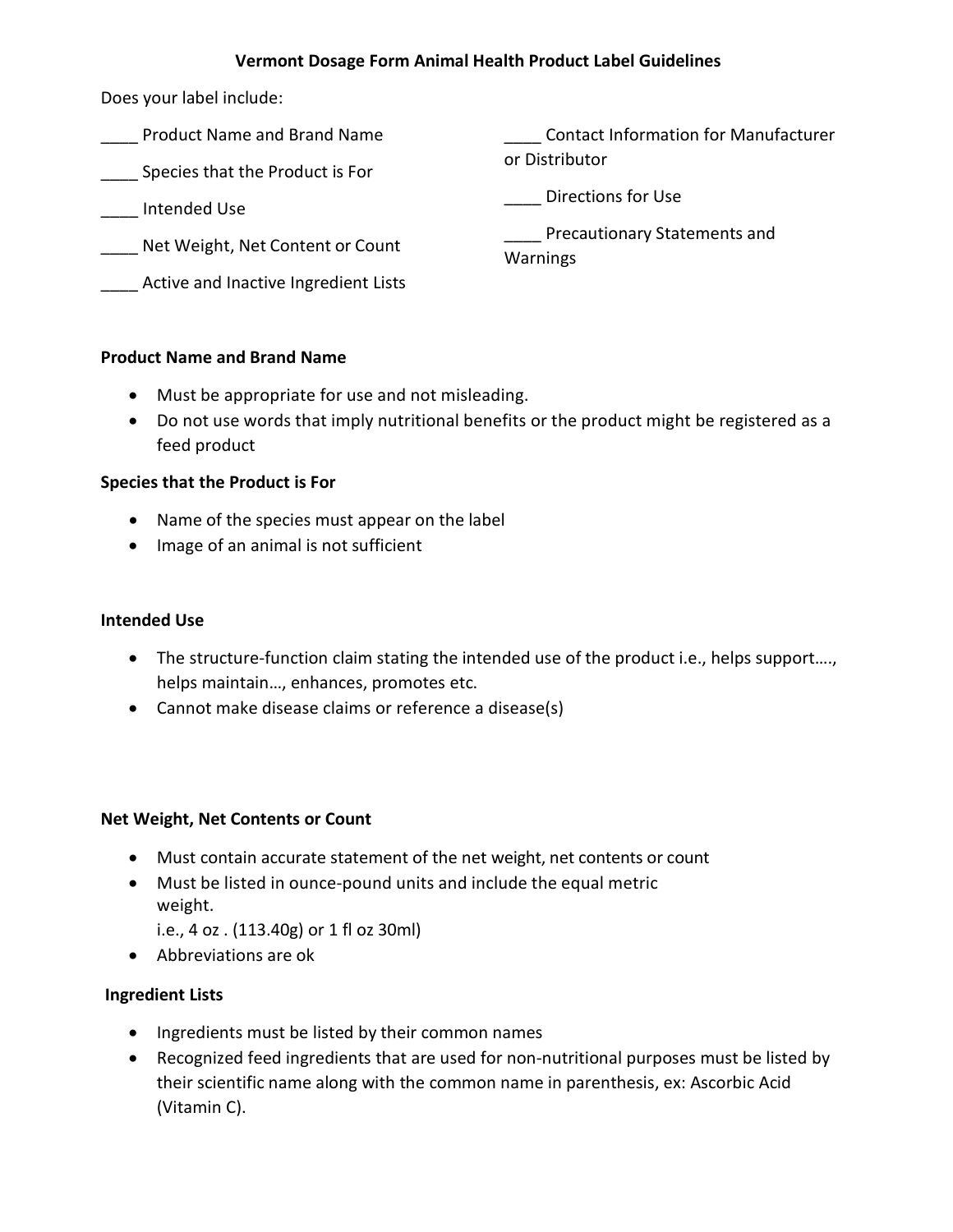# Vermont Dosage Form Animal Health Product Label Guidelines

Does your label include:

____ Product Name and Brand Name

____ Species that the Product is For

____ Intended Use

____ Net Weight, Net Content or Count

____ Active and Inactive Ingredient Lists

____ Contact Information for Manufacturer or Distributor

____ Directions for Use

____ Precautionary Statements and Warnings

**Product Name and Brand Name**

- Must be appropriate for use and not misleading.
- Do not use words that imply nutritional benefits or the product might be registered as a feed product

**Species that the Product is For**

- Name of the species must appear on the label
- Image of an animal is not sufficient

**Intended Use**

- The structure-function claim stating the intended use of the product i.e., helps support…., helps maintain…, enhances, promotes etc.
- Cannot make disease claims or reference a disease(s)

**Net Weight, Net Contents or Count**

- Must contain accurate statement of the net weight, net contents or count
- Must be listed in ounce-pound units and include the equal metric weight.
  i.e., 4 oz . (113.40g) or 1 fl oz 30ml)
- Abbreviations are ok

**Ingredient Lists**

- Ingredients must be listed by their common names
- Recognized feed ingredients that are used for non-nutritional purposes must be listed by their scientific name along with the common name in parenthesis, ex: Ascorbic Acid (Vitamin C).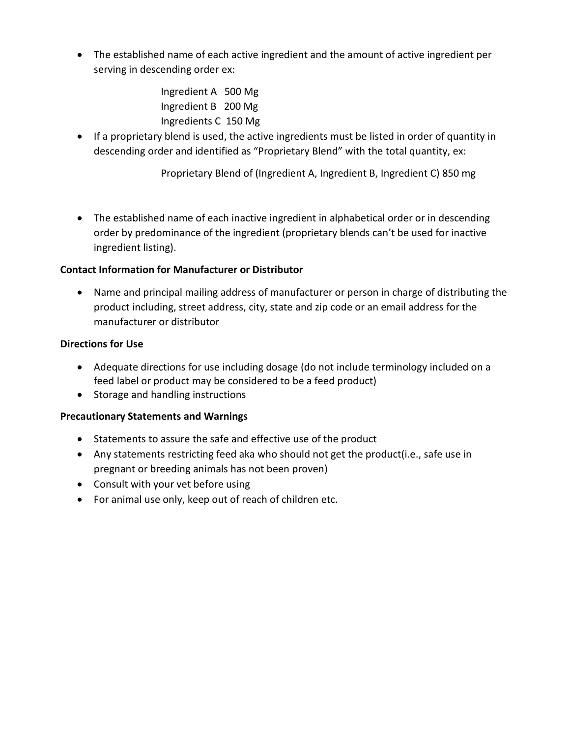- The established name of each active ingredient and the amount of active ingredient per serving in descending order ex:

  Ingredient A   500 Mg
  Ingredient B   200 Mg
  Ingredients C  150 Mg

- If a proprietary blend is used, the active ingredients must be listed in order of quantity in descending order and identified as "Proprietary Blend" with the total quantity, ex:

  Proprietary Blend of (Ingredient A, Ingredient B, Ingredient C) 850 mg

- The established name of each inactive ingredient in alphabetical order or in descending order by predominance of the ingredient (proprietary blends can't be used for inactive ingredient listing).

**Contact Information for Manufacturer or Distributor**

- Name and principal mailing address of manufacturer or person in charge of distributing the product including, street address, city, state and zip code or an email address for the manufacturer or distributor

**Directions for Use**

- Adequate directions for use including dosage (do not include terminology included on a feed label or product may be considered to be a feed product)
- Storage and handling instructions

**Precautionary Statements and Warnings**

- Statements to assure the safe and effective use of the product
- Any statements restricting feed aka who should not get the product(i.e., safe use in pregnant or breeding animals has not been proven)
- Consult with your vet before using
- For animal use only, keep out of reach of children etc.